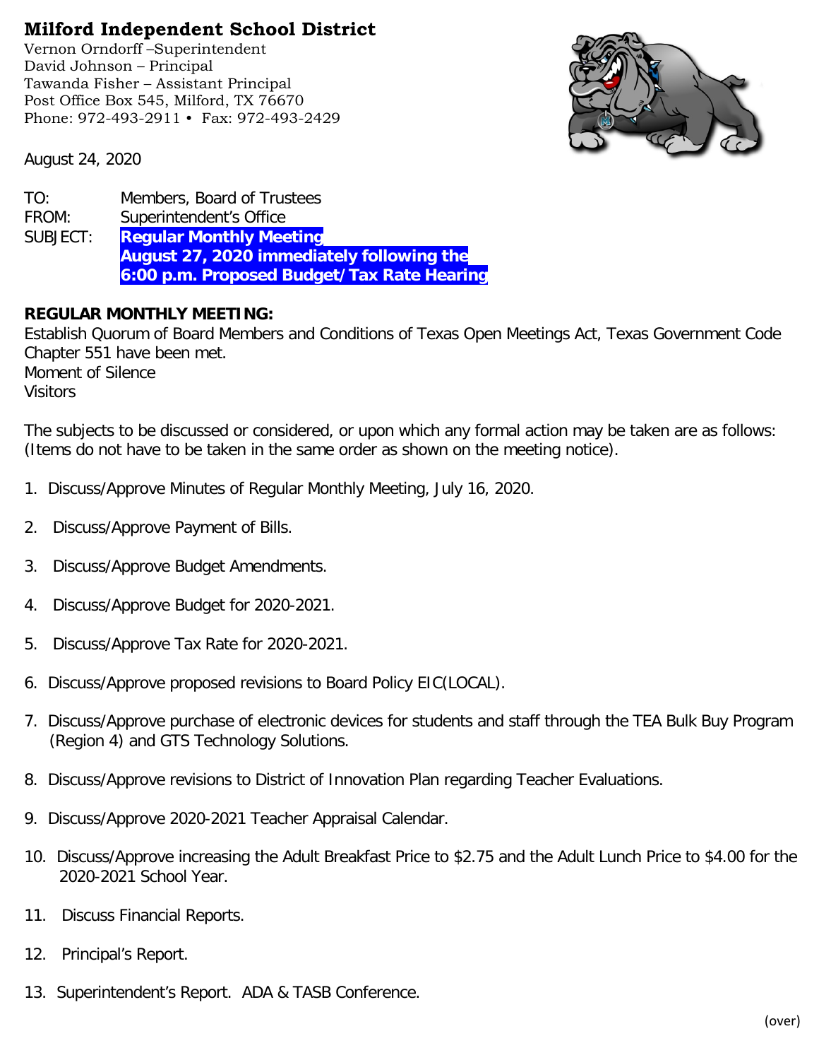# Milford Independent School District

Vernon Orndorff –Superintendent
David Johnson – Principal
Tawanda Fisher – Assistant Principal
Post Office Box 545, Milford, TX 76670
Phone: 972-493-2911 • Fax: 972-493-2429

August 24, 2020

TO: Members, Board of Trustees
FROM: Superintendent's Office
SUBJECT: **Regular Monthly Meeting**
**August 27, 2020 immediately following the**
**6:00 p.m. Proposed Budget/Tax Rate Hearing**

**REGULAR MONTHLY MEETING:**

Establish Quorum of Board Members and Conditions of Texas Open Meetings Act, Texas Government Code Chapter 551 have been met.
Moment of Silence
Visitors

The subjects to be discussed or considered, or upon which any formal action may be taken are as follows: (Items do not have to be taken in the same order as shown on the meeting notice).

1. Discuss/Approve Minutes of Regular Monthly Meeting, July 16, 2020.

2. Discuss/Approve Payment of Bills.

3. Discuss/Approve Budget Amendments.

4. Discuss/Approve Budget for 2020-2021.

5. Discuss/Approve Tax Rate for 2020-2021.

6. Discuss/Approve proposed revisions to Board Policy EIC(LOCAL).

7. Discuss/Approve purchase of electronic devices for students and staff through the TEA Bulk Buy Program (Region 4) and GTS Technology Solutions.

8. Discuss/Approve revisions to District of Innovation Plan regarding Teacher Evaluations.

9. Discuss/Approve 2020-2021 Teacher Appraisal Calendar.

10. Discuss/Approve increasing the Adult Breakfast Price to $2.75 and the Adult Lunch Price to $4.00 for the 2020-2021 School Year.

11. Discuss Financial Reports.

12. Principal's Report.

13. Superintendent's Report. ADA & TASB Conference.

(over)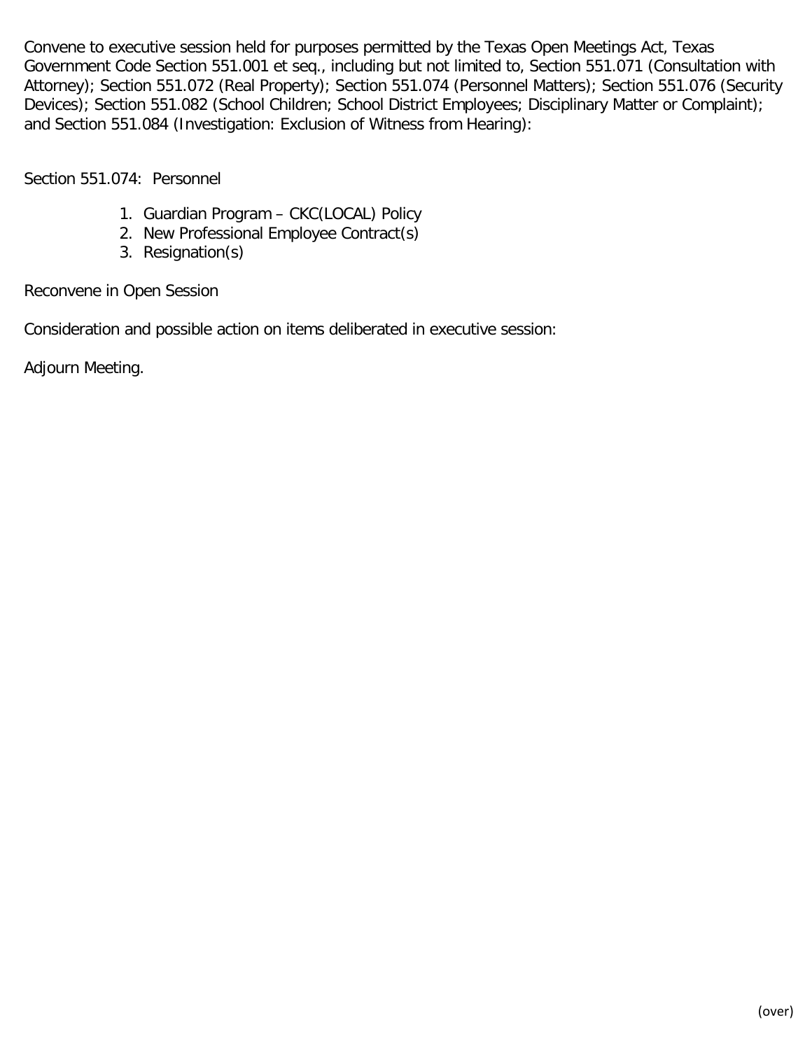Convene to executive session held for purposes permitted by the Texas Open Meetings Act, Texas Government Code Section 551.001 et seq., including but not limited to, Section 551.071 (Consultation with Attorney); Section 551.072 (Real Property); Section 551.074 (Personnel Matters); Section 551.076 (Security Devices); Section 551.082 (School Children; School District Employees; Disciplinary Matter or Complaint); and Section 551.084 (Investigation: Exclusion of Witness from Hearing):

Section 551.074: Personnel

1. Guardian Program – CKC(LOCAL) Policy
2. New Professional Employee Contract(s)
3. Resignation(s)

Reconvene in Open Session

Consideration and possible action on items deliberated in executive session:

Adjourn Meeting.

(over)